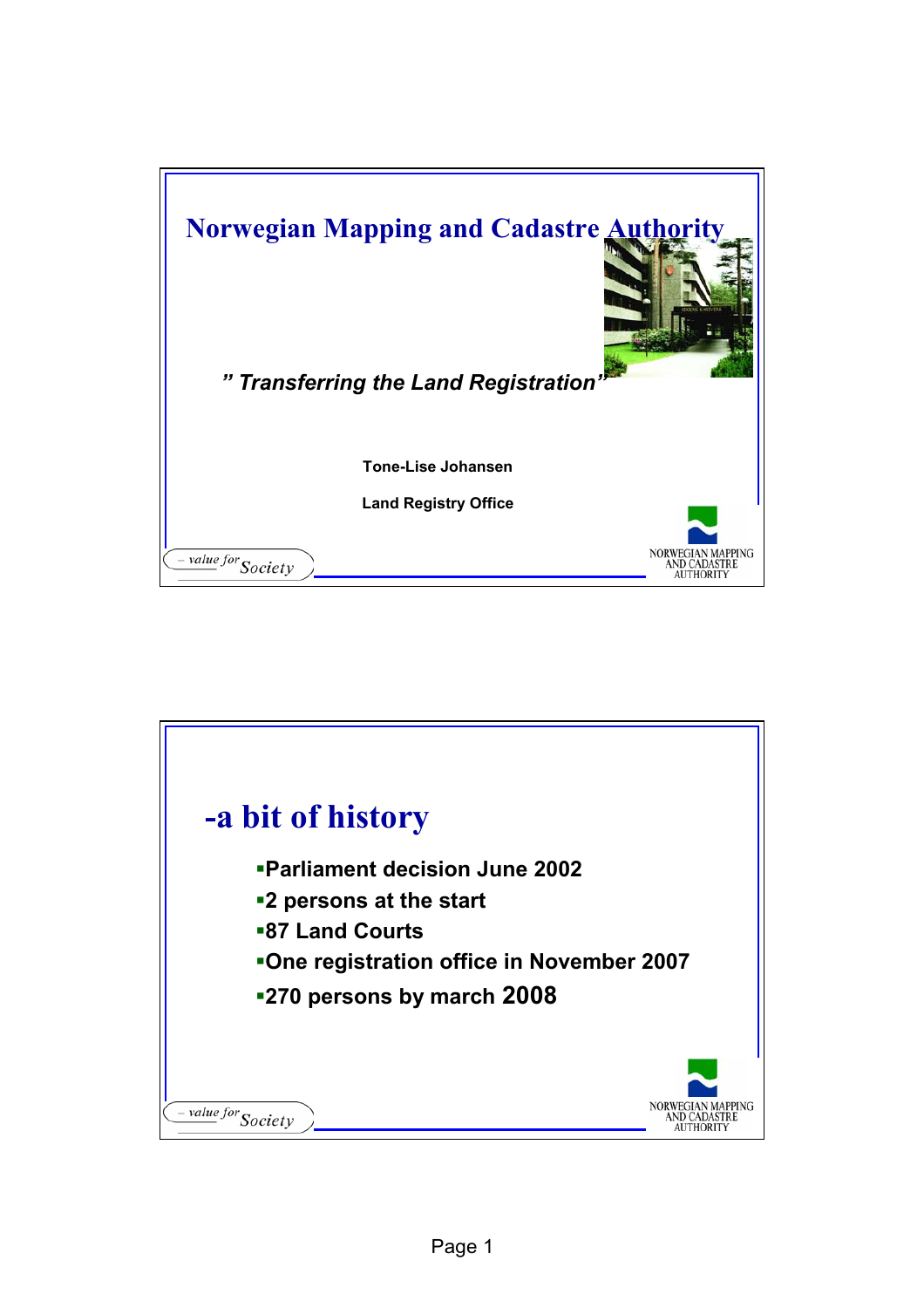# Norwegian Mapping and Cadastre Authority

*" Transferring the Land Registration"*

**Tone-Lise Johansen**

**Land Registry Office**

– value for Society

NORWEGIAN MAPPING AND CADASTRE AUTHORITY

## -a bit of history

- **Parliament decision June 2002**
- **2 persons at the start**
- **87 Land Courts**
- **One registration office in November 2007**
- **270 persons by march 2008**

– value for Society

NORWEGIAN MAPPING AND CADASTRE AUTHORITY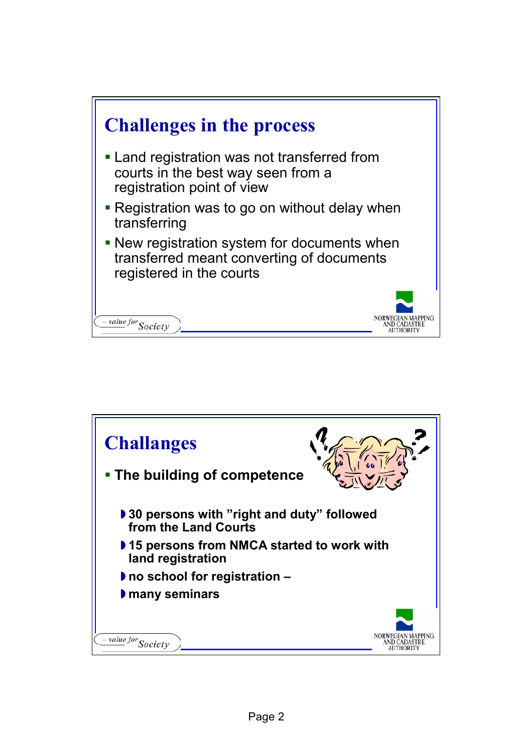## Challenges in the process

- Land registration was not transferred from courts in the best way seen from a registration point of view
- Registration was to go on without delay when transferring
- New registration system for documents when transferred meant converting of documents registered in the courts

– value for Society

NORWEGIAN MAPPING AND CADASTRE AUTHORITY

## Challanges

- **The building of competence**
  - **30 persons with "right and duty" followed from the Land Courts**
  - **15 persons from NMCA started to work with land registration**
  - **no school for registration –**
  - **many seminars**

– value for Society

NORWEGIAN MAPPING AND CADASTRE AUTHORITY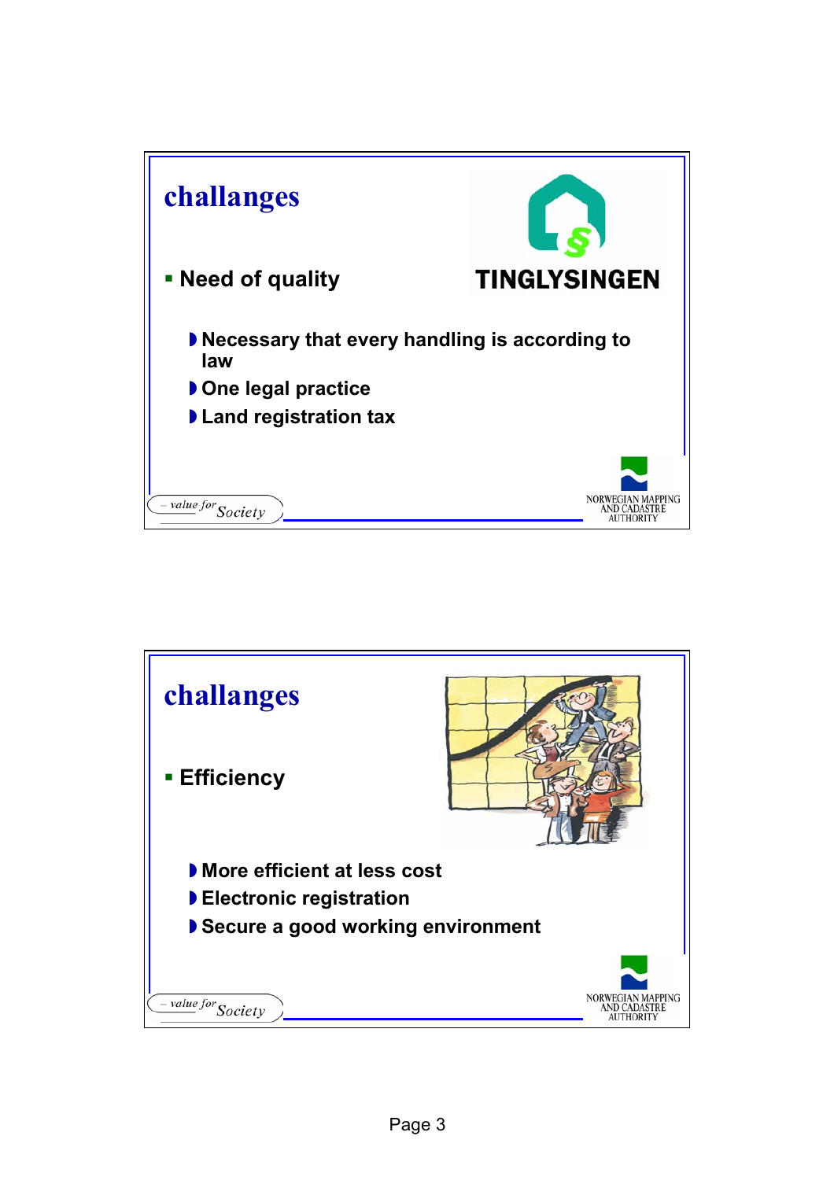## challanges

- Need of quality
  - Necessary that every handling is according to law
  - One legal practice
  - Land registration tax

## challanges

- Efficiency
  - More efficient at less cost
  - Electronic registration
  - Secure a good working environment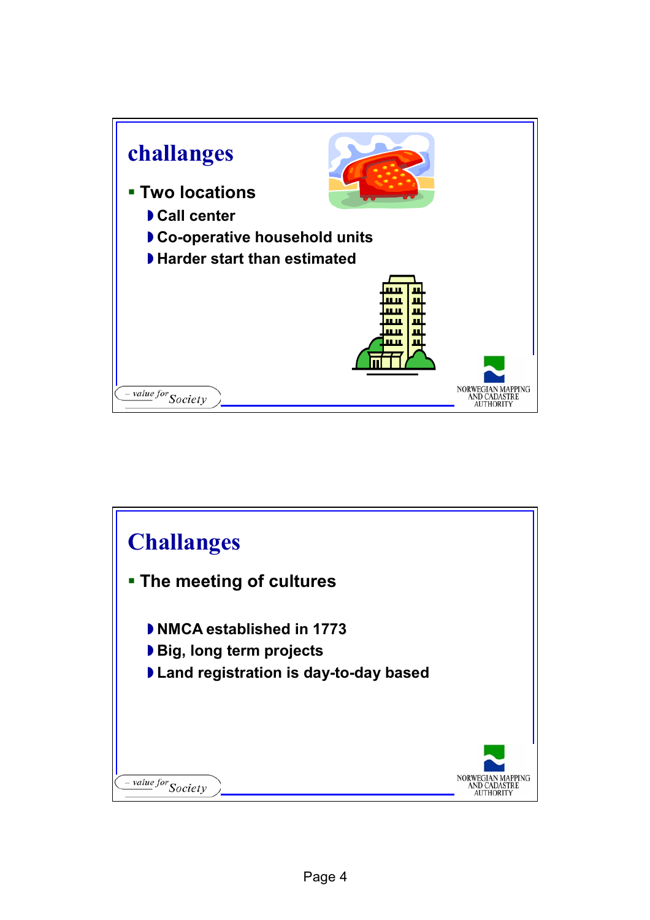## challanges

- Two locations
  - Call center
  - Co-operative household units
  - Harder start than estimated

– value for Society

NORWEGIAN MAPPING AND CADASTRE AUTHORITY

## Challanges

- The meeting of cultures
  - NMCA established in 1773
  - Big, long term projects
  - Land registration is day-to-day based

– value for Society

NORWEGIAN MAPPING AND CADASTRE AUTHORITY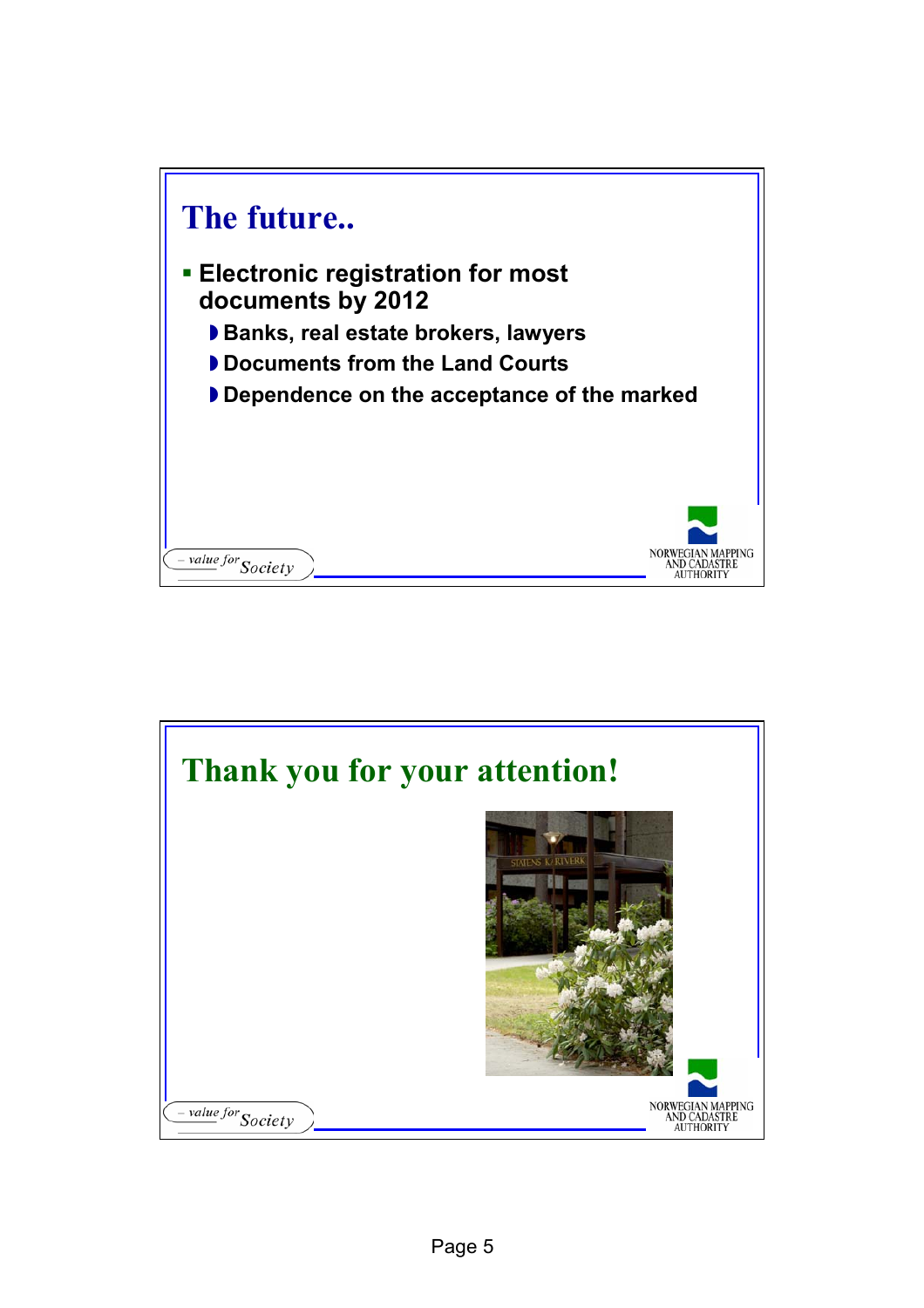## The future..

- **Electronic registration for most documents by 2012**
  - **Banks, real estate brokers, lawyers**
  - **Documents from the Land Courts**
  - **Dependence on the acceptance of the marked**

– value for Society

NORWEGIAN MAPPING AND CADASTRE AUTHORITY

## Thank you for your attention!

– value for Society

NORWEGIAN MAPPING AND CADASTRE AUTHORITY